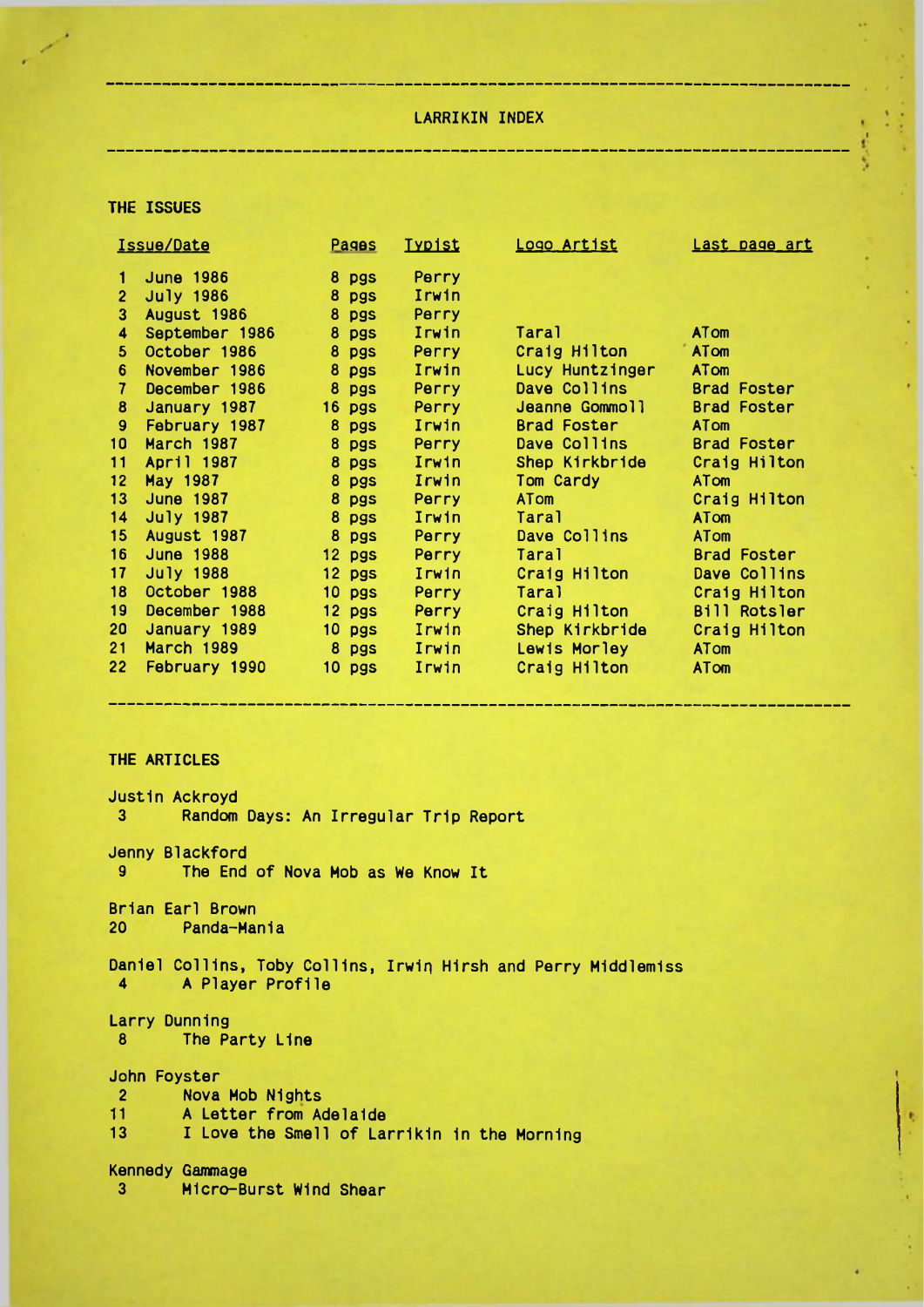# LARRIKIN INDEX

## THE ISSUES

| Issue/Date | | Pages | Typist | Logo Artist | Last page art |
|---|---|---|---|---|---|
| 1 | June 1986 | 8 pgs | Perry | | |
| 2 | July 1986 | 8 pgs | Irwin | | |
| 3 | August 1986 | 8 pgs | Perry | | |
| 4 | September 1986 | 8 pgs | Irwin | Taral | ATom |
| 5 | October 1986 | 8 pgs | Perry | Craig Hilton | ATom |
| 6 | November 1986 | 8 pgs | Irwin | Lucy Huntzinger | ATom |
| 7 | December 1986 | 8 pgs | Perry | Dave Collins | Brad Foster |
| 8 | January 1987 | 16 pgs | Perry | Jeanne Gommoll | Brad Foster |
| 9 | February 1987 | 8 pgs | Irwin | Brad Foster | ATom |
| 10 | March 1987 | 8 pgs | Perry | Dave Collins | Brad Foster |
| 11 | April 1987 | 8 pgs | Irwin | Shep Kirkbride | Craig Hilton |
| 12 | May 1987 | 8 pgs | Irwin | Tom Cardy | ATom |
| 13 | June 1987 | 8 pgs | Perry | ATom | Craig Hilton |
| 14 | July 1987 | 8 pgs | Irwin | Taral | ATom |
| 15 | August 1987 | 8 pgs | Perry | Dave Collins | ATom |
| 16 | June 1988 | 12 pgs | Perry | Taral | Brad Foster |
| 17 | July 1988 | 12 pgs | Irwin | Craig Hilton | Dave Collins |
| 18 | October 1988 | 10 pgs | Perry | Taral | Craig Hilton |
| 19 | December 1988 | 12 pgs | Perry | Craig Hilton | Bill Rotsler |
| 20 | January 1989 | 10 pgs | Irwin | Shep Kirkbride | Craig Hilton |
| 21 | March 1989 | 8 pgs | Irwin | Lewis Morley | ATom |
| 22 | February 1990 | 10 pgs | Irwin | Craig Hilton | ATom |

## THE ARTICLES

Justin Ackroyd
- 3 Random Days: An Irregular Trip Report

Jenny Blackford
- 9 The End of Nova Mob as We Know It

Brian Earl Brown
- 20 Panda-Mania

Daniel Collins, Toby Collins, Irwin Hirsh and Perry Middlemiss
- 4 A Player Profile

Larry Dunning
- 8 The Party Line

John Foyster
- 2 Nova Mob Nights
- 11 A Letter from Adelaide
- 13 I Love the Smell of Larrikin in the Morning

Kennedy Gammage
- 3 Micro-Burst Wind Shear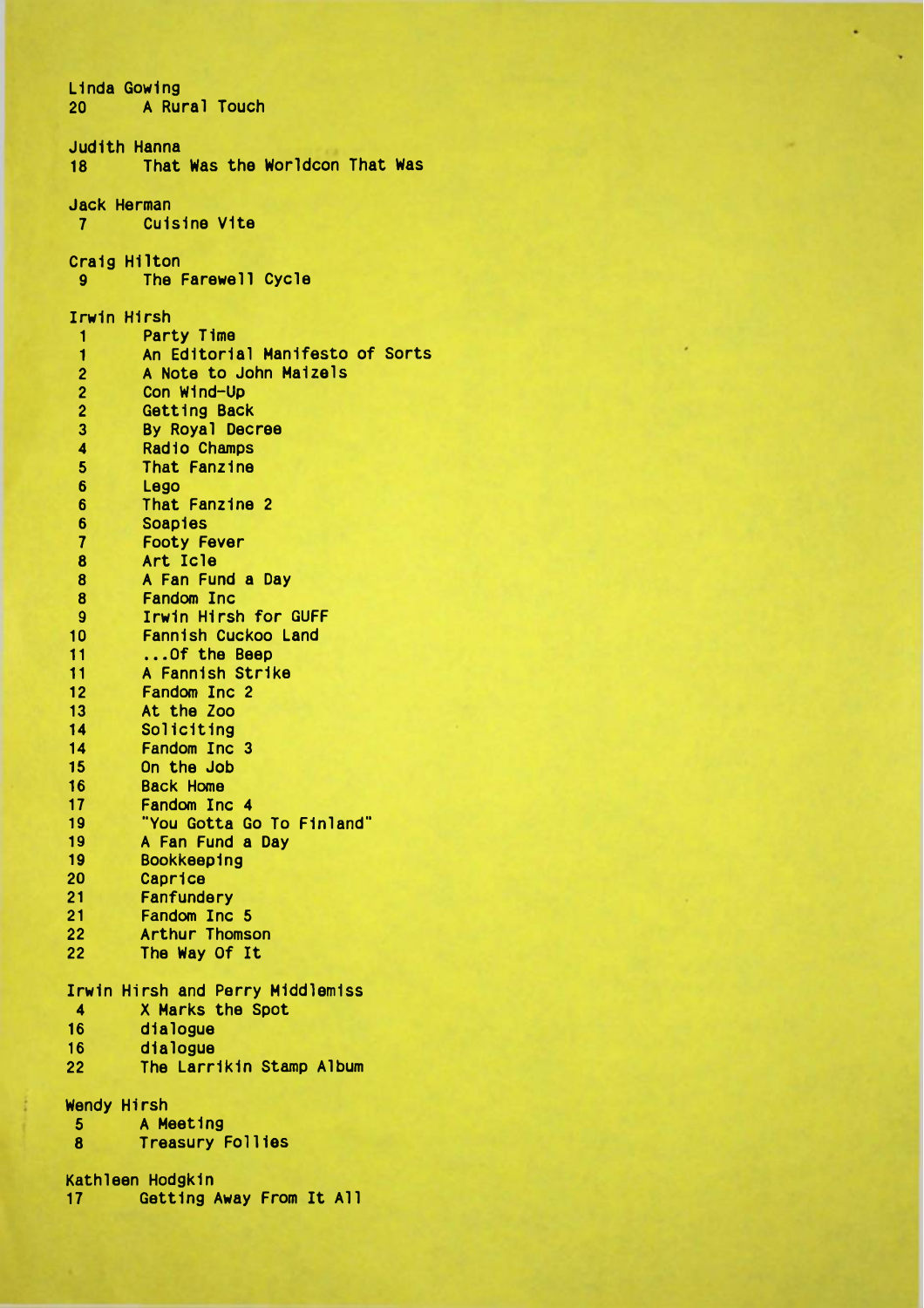Linda Gowing

20 A Rural Touch

Judith Hanna

18 That Was the Worldcon That Was

Jack Herman

7 Cuisine Vite

Craig Hilton

9 The Farewell Cycle

Irwin Hirsh

1 Party Time
1 An Editorial Manifesto of Sorts
2 A Note to John Maizels
2 Con Wind-Up
2 Getting Back
3 By Royal Decree
4 Radio Champs
5 That Fanzine
6 Lego
6 That Fanzine 2
6 Soapies
7 Footy Fever
8 Art Icle
8 A Fan Fund a Day
8 Fandom Inc
9 Irwin Hirsh for GUFF
10 Fannish Cuckoo Land
11 ...Of the Beep
11 A Fannish Strike
12 Fandom Inc 2
13 At the Zoo
14 Soliciting
14 Fandom Inc 3
15 On the Job
16 Back Home
17 Fandom Inc 4
19 "You Gotta Go To Finland"
19 A Fan Fund a Day
19 Bookkeeping
20 Caprice
21 Fanfundery
21 Fandom Inc 5
22 Arthur Thomson
22 The Way Of It

Irwin Hirsh and Perry Middlemiss

4 X Marks the Spot
16 dialogue
16 dialogue
22 The Larrikin Stamp Album

Wendy Hirsh

5 A Meeting
8 Treasury Follies

Kathleen Hodgkin

17 Getting Away From It All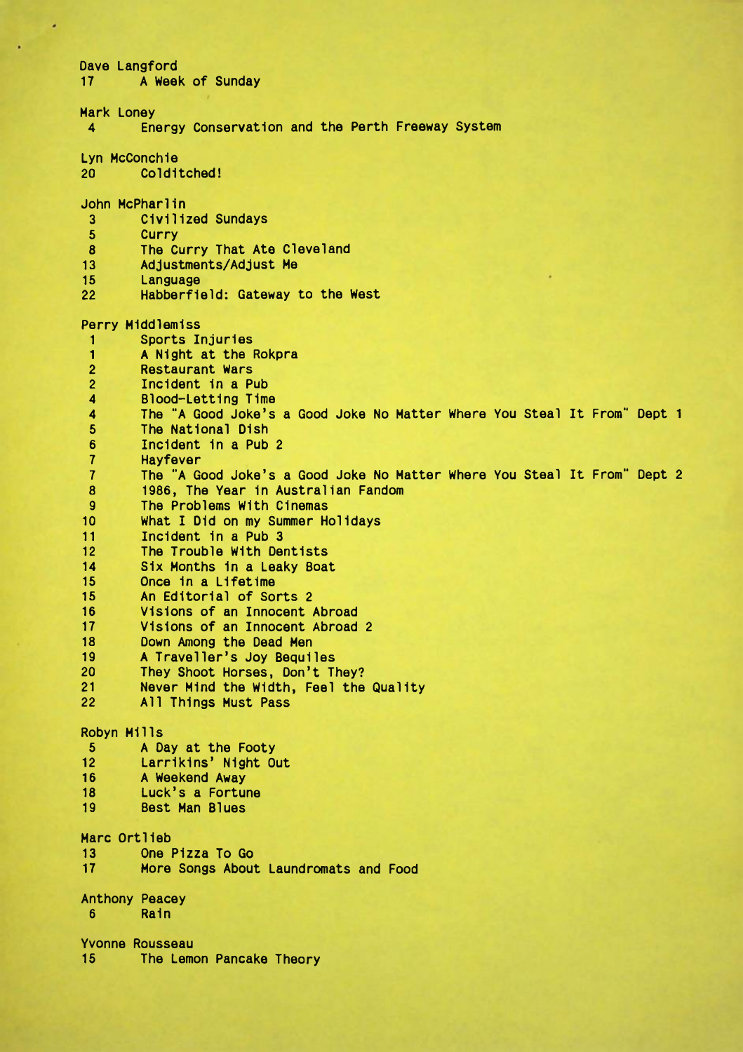Dave Langford
17 A Week of Sunday

Mark Loney
4 Energy Conservation and the Perth Freeway System

Lyn McConchie
20 Colditched!

John McPharlin
3 Civilized Sundays
5 Curry
8 The Curry That Ate Cleveland
13 Adjustments/Adjust Me
15 Language
22 Habberfield: Gateway to the West

Perry Middlemiss
1 Sports Injuries
1 A Night at the Rokpra
2 Restaurant Wars
2 Incident in a Pub
4 Blood-Letting Time
4 The "A Good Joke's a Good Joke No Matter Where You Steal It From" Dept 1
5 The National Dish
6 Incident in a Pub 2
7 Hayfever
7 The "A Good Joke's a Good Joke No Matter Where You Steal It From" Dept 2
8 1986, The Year in Australian Fandom
9 The Problems With Cinemas
10 What I Did on my Summer Holidays
11 Incident in a Pub 3
12 The Trouble With Dentists
14 Six Months in a Leaky Boat
15 Once in a Lifetime
15 An Editorial of Sorts 2
16 Visions of an Innocent Abroad
17 Visions of an Innocent Abroad 2
18 Down Among the Dead Men
19 A Traveller's Joy Bequiles
20 They Shoot Horses, Don't They?
21 Never Mind the Width, Feel the Quality
22 All Things Must Pass

Robyn Mills
5 A Day at the Footy
12 Larrikins' Night Out
16 A Weekend Away
18 Luck's a Fortune
19 Best Man Blues

Marc Ortlieb
13 One Pizza To Go
17 More Songs About Laundromats and Food

Anthony Peacey
6 Rain

Yvonne Rousseau
15 The Lemon Pancake Theory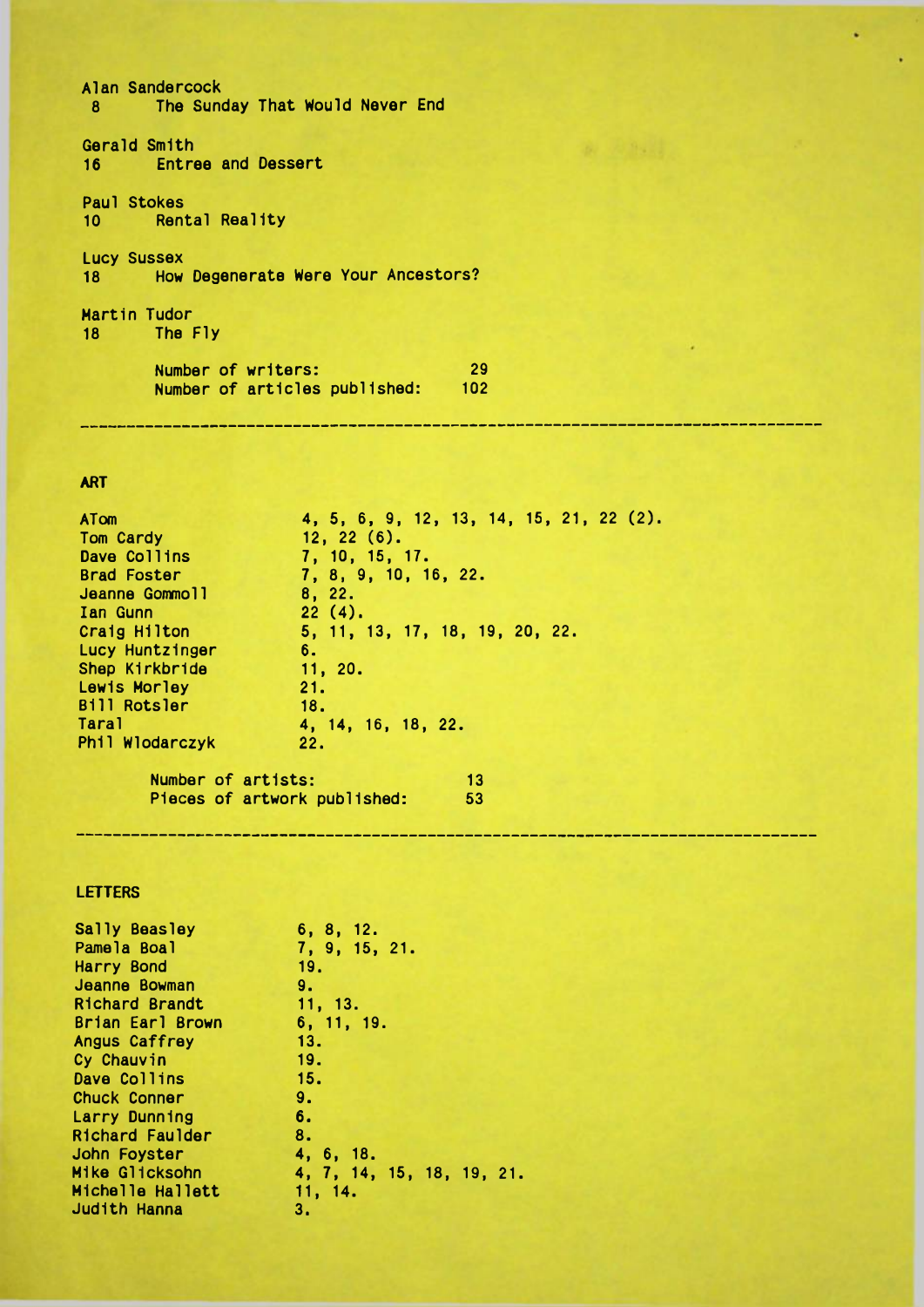Alan Sandercock
8 The Sunday That Would Never End

Gerald Smith
16 Entree and Dessert

Paul Stokes
10 Rental Reality

Lucy Sussex
18 How Degenerate Were Your Ancestors?

Martin Tudor
18 The Fly

Number of writers: 29
Number of articles published: 102

---

## ART

| | |
|---|---|
| ATom | 4, 5, 6, 9, 12, 13, 14, 15, 21, 22 (2). |
| Tom Cardy | 12, 22 (6). |
| Dave Collins | 7, 10, 15, 17. |
| Brad Foster | 7, 8, 9, 10, 16, 22. |
| Jeanne Gommoll | 8, 22. |
| Ian Gunn | 22 (4). |
| Craig Hilton | 5, 11, 13, 17, 18, 19, 20, 22. |
| Lucy Huntzinger | 6. |
| Shep Kirkbride | 11, 20. |
| Lewis Morley | 21. |
| Bill Rotsler | 18. |
| Taral | 4, 14, 16, 18, 22. |
| Phil Wlodarczyk | 22. |

Number of artists: 13
Pieces of artwork published: 53

---

## LETTERS

| | |
|---|---|
| Sally Beasley | 6, 8, 12. |
| Pamela Boal | 7, 9, 15, 21. |
| Harry Bond | 19. |
| Jeanne Bowman | 9. |
| Richard Brandt | 11, 13. |
| Brian Earl Brown | 6, 11, 19. |
| Angus Caffrey | 13. |
| Cy Chauvin | 19. |
| Dave Collins | 15. |
| Chuck Conner | 9. |
| Larry Dunning | 6. |
| Richard Faulder | 8. |
| John Foyster | 4, 6, 18. |
| Mike Glicksohn | 4, 7, 14, 15, 18, 19, 21. |
| Michelle Hallett | 11, 14. |
| Judith Hanna | 3. |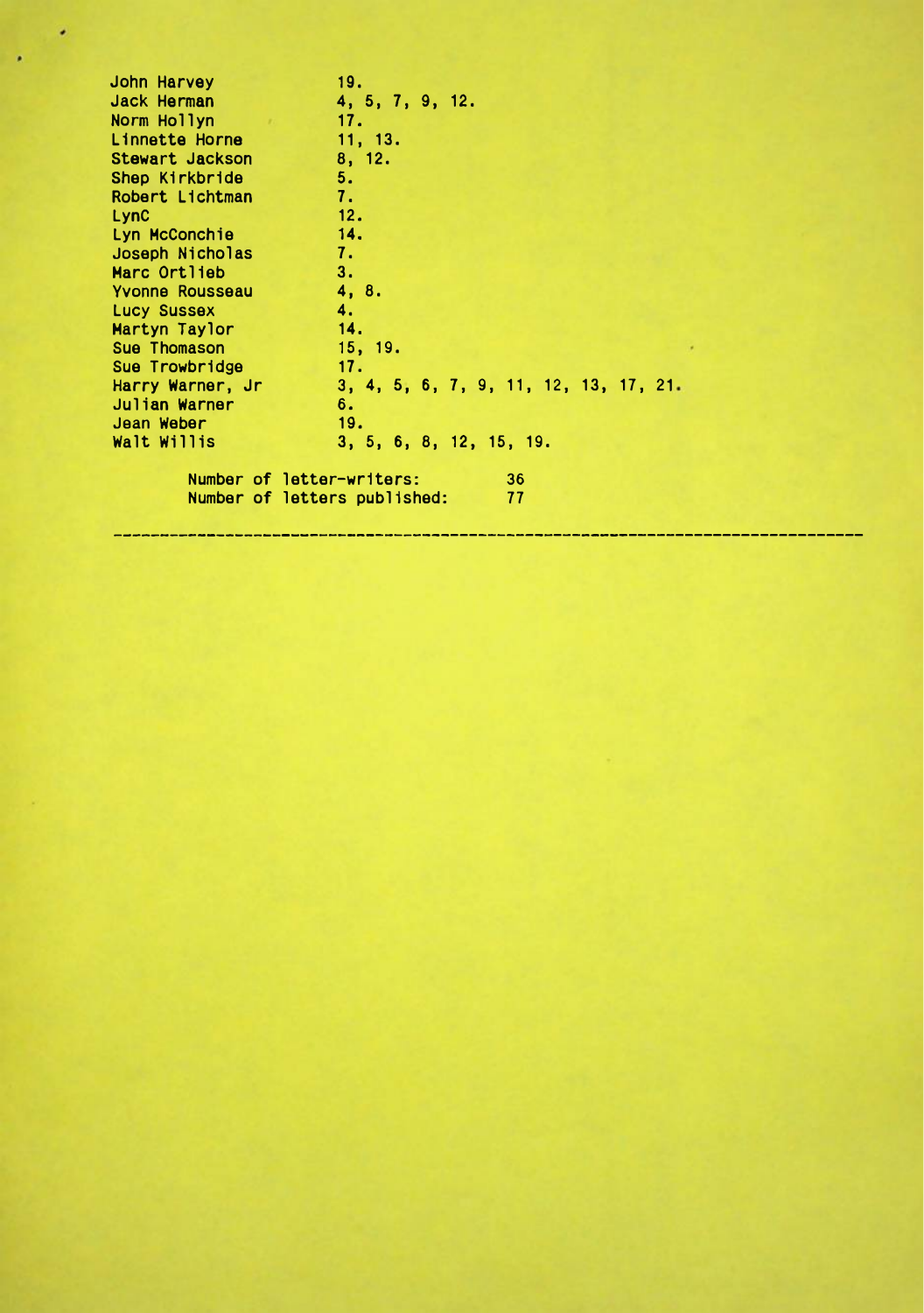| | |
|---|---|
| John Harvey | 19. |
| Jack Herman | 4, 5, 7, 9, 12. |
| Norm Hollyn | 17. |
| Linnette Horne | 11, 13. |
| Stewart Jackson | 8, 12. |
| Shep Kirkbride | 5. |
| Robert Lichtman | 7. |
| LynC | 12. |
| Lyn McConchie | 14. |
| Joseph Nicholas | 7. |
| Marc Ortlieb | 3. |
| Yvonne Rousseau | 4, 8. |
| Lucy Sussex | 4. |
| Martyn Taylor | 14. |
| Sue Thomason | 15, 19. |
| Sue Trowbridge | 17. |
| Harry Warner, Jr | 3, 4, 5, 6, 7, 9, 11, 12, 13, 17, 21. |
| Julian Warner | 6. |
| Jean Weber | 19. |
| Walt Willis | 3, 5, 6, 8, 12, 15, 19. |

Number of letter-writers: 36
Number of letters published: 77

---